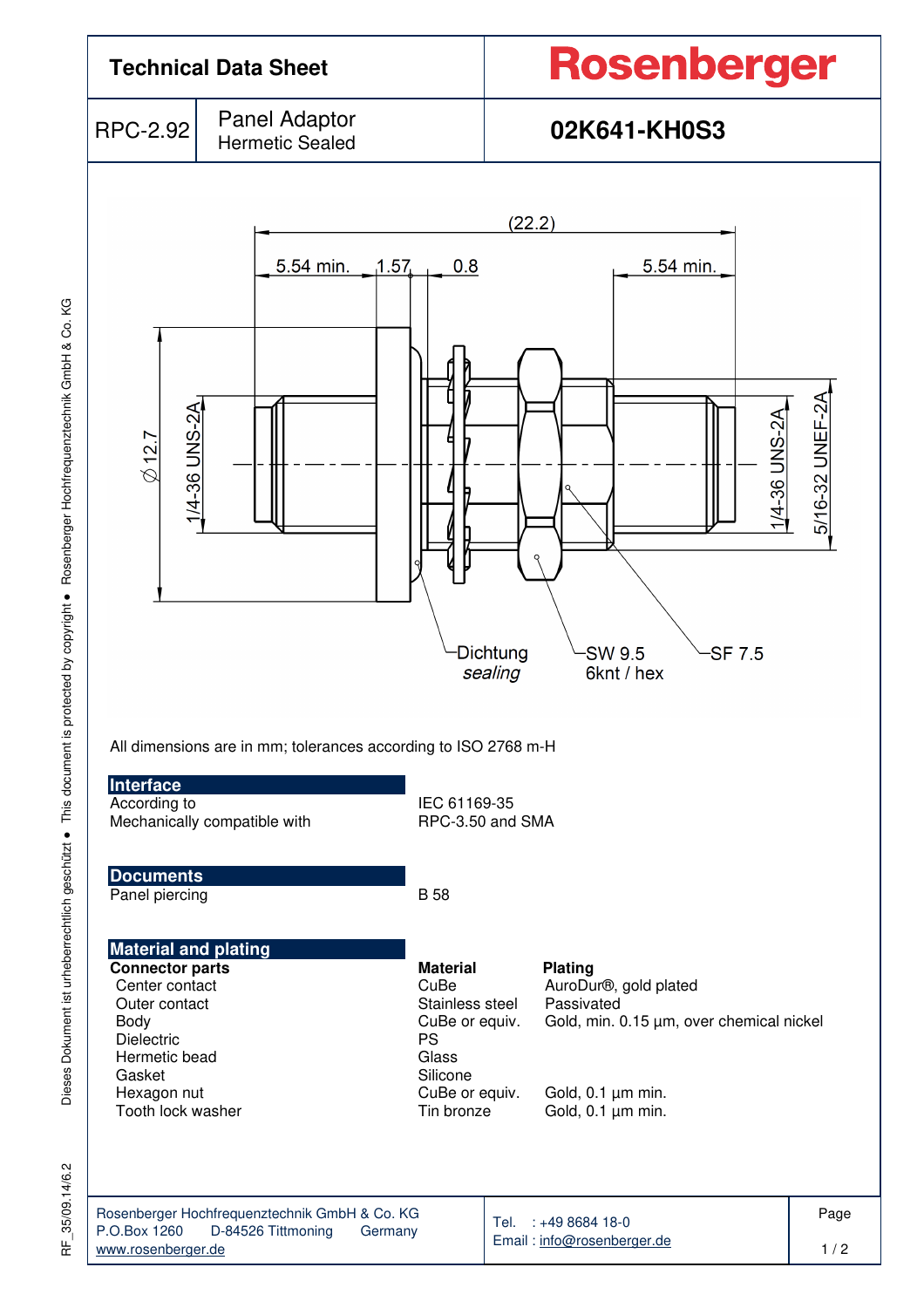# Technical Data Sheet

**Rosenberger**

| RPC-2.92 | Panel Adaptor Hermetic Sealed | **02K641-KH0S3** |
|---|---|---|

All dimensions are in mm; tolerances according to ISO 2768 m-H

## Interface

| | |
|---|---|
| According to | IEC 61169-35 |
| Mechanically compatible with | RPC-3.50 and SMA |

## Documents

| | |
|---|---|
| Panel piercing | B 58 |

## Material and plating

| **Connector parts** | **Material** | **Plating** |
|---|---|---|
| Center contact | CuBe | AuroDur®, gold plated |
| Outer contact | Stainless steel | Passivated |
| Body | CuBe or equiv. | Gold, min. 0.15 µm, over chemical nickel |
| Dielectric | PS | |
| Hermetic bead | Glass | |
| Gasket | Silicone | |
| Hexagon nut | CuBe or equiv. | Gold, 0.1 µm min. |
| Tooth lock washer | Tin bronze | Gold, 0.1 µm min. |

Rosenberger Hochfrequenztechnik GmbH & Co. KG
P.O.Box 1260 D-84526 Tittmoning Germany
www.rosenberger.de

Tel. : +49 8684 18-0
Email : info@rosenberger.de

RF_35/09.14/6.2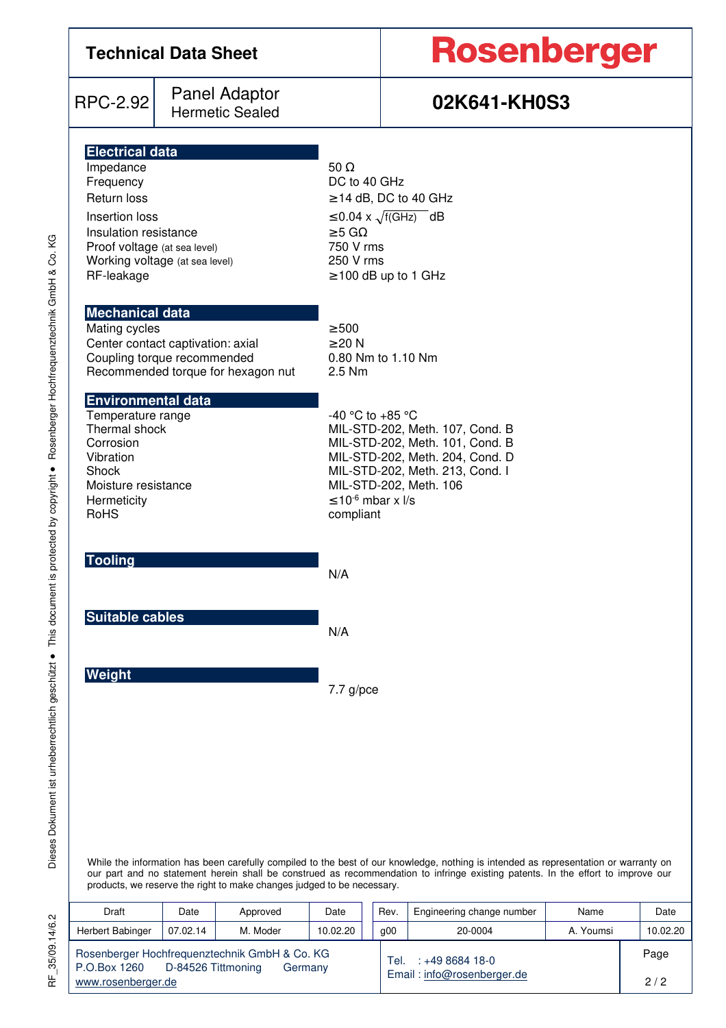# Technical Data Sheet

**Rosenberger**

| | | |
|---|---|---|
| RPC-2.92 | Panel Adaptor<br>Hermetic Sealed | **02K641-KH0S3** |

## Electrical data

| | |
|---|---|
| Impedance | 50 Ω |
| Frequency | DC to 40 GHz |
| Return loss | ≥14 dB, DC to 40 GHz |
| Insertion loss | $\leq 0.04 \times \sqrt{f(GHz)}$ dB |
| Insulation resistance | ≥5 GΩ |
| Proof voltage (at sea level) | 750 V rms |
| Working voltage (at sea level) | 250 V rms |
| RF-leakage | ≥100 dB up to 1 GHz |

## Mechanical data

| | |
|---|---|
| Mating cycles | ≥500 |
| Center contact captivation: axial | ≥20 N |
| Coupling torque recommended | 0.80 Nm to 1.10 Nm |
| Recommended torque for hexagon nut | 2.5 Nm |

## Environmental data

| | |
|---|---|
| Temperature range | -40 °C to +85 °C |
| Thermal shock | MIL-STD-202, Meth. 107, Cond. B |
| Corrosion | MIL-STD-202, Meth. 101, Cond. B |
| Vibration | MIL-STD-202, Meth. 204, Cond. D |
| Shock | MIL-STD-202, Meth. 213, Cond. I |
| Moisture resistance | MIL-STD-202, Meth. 106 |
| Hermeticity | $\leq 10^{-6}$ mbar x l/s |
| RoHS | compliant |

## Tooling

N/A

## Suitable cables

N/A

## Weight

7.7 g/pce

While the information has been carefully compiled to the best of our knowledge, nothing is intended as representation or warranty on our part and no statement herein shall be construed as recommendation to infringe existing patents. In the effort to improve our products, we reserve the right to make changes judged to be necessary.

| Draft | Date | Approved | Date | Rev. | Engineering change number | Name | Date |
|---|---|---|---|---|---|---|---|
| Herbert Babinger | 07.02.14 | M. Moder | 10.02.20 | g00 | 20-0004 | A. Youmsi | 10.02.20 |

Rosenberger Hochfrequenztechnik GmbH & Co. KG
P.O.Box 1260 D-84526 Tittmoning Germany
www.rosenberger.de

Tel. : +49 8684 18-0
Email : info@rosenberger.de

RF_35/09.14/6.2

Dieses Dokument ist urheberrechtlich geschützt ● This document is protected by copyright ● Rosenberger Hochfrequenztechnik GmbH & Co. KG